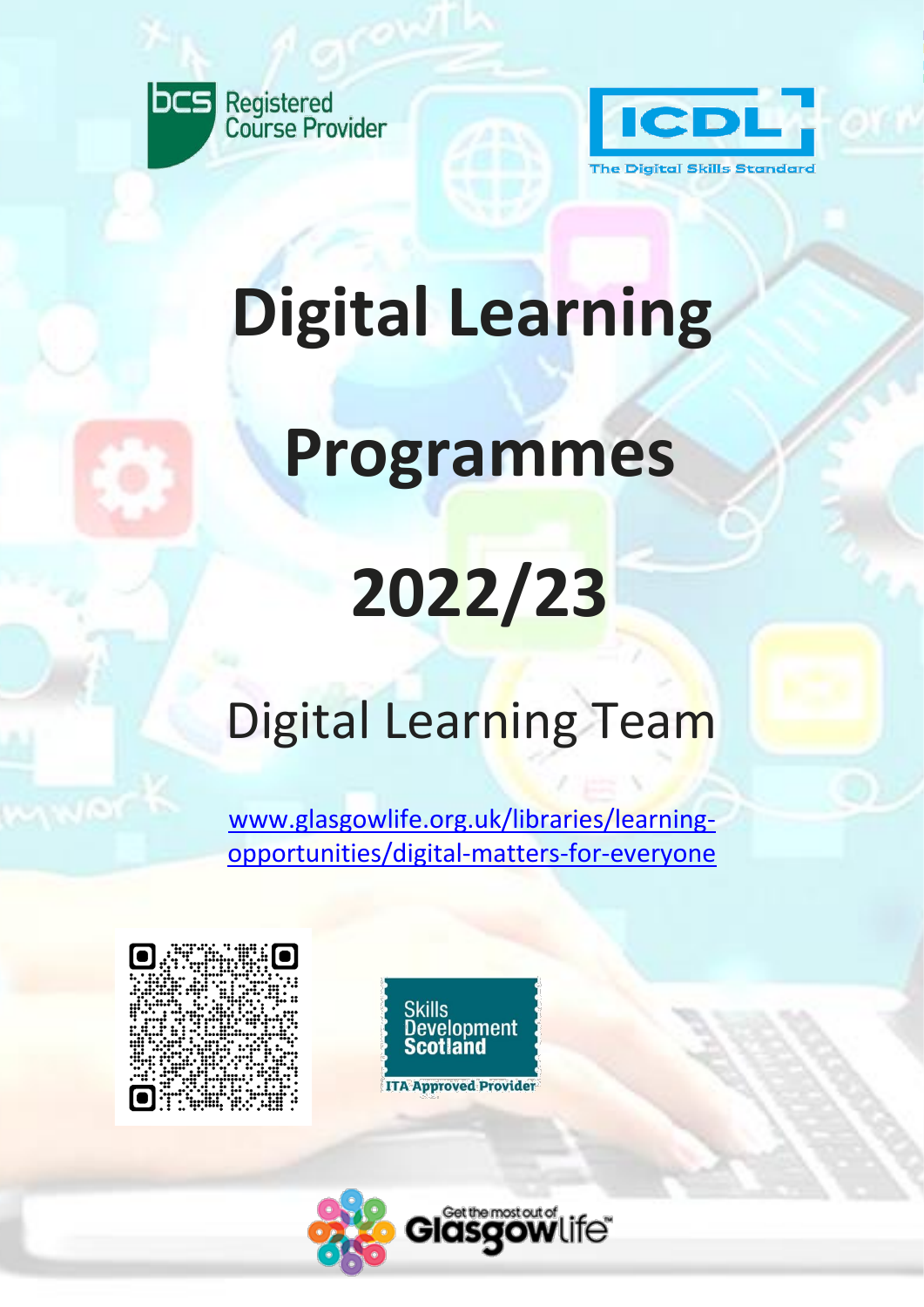bcs Registered Course Provider

ICDL The Digital Skills Standard

# Digital Learning

# Programmes

# 2022/23

## Digital Learning Team

[www.glasgowlife.org.uk/libraries/learning-opportunities/digital-matters-for-everyone](www.glasgowlife.org.uk/libraries/learning-opportunities/digital-matters-for-everyone)

Skills Development Scotland ITA Approved Provider

Get the most out of Glasgow Life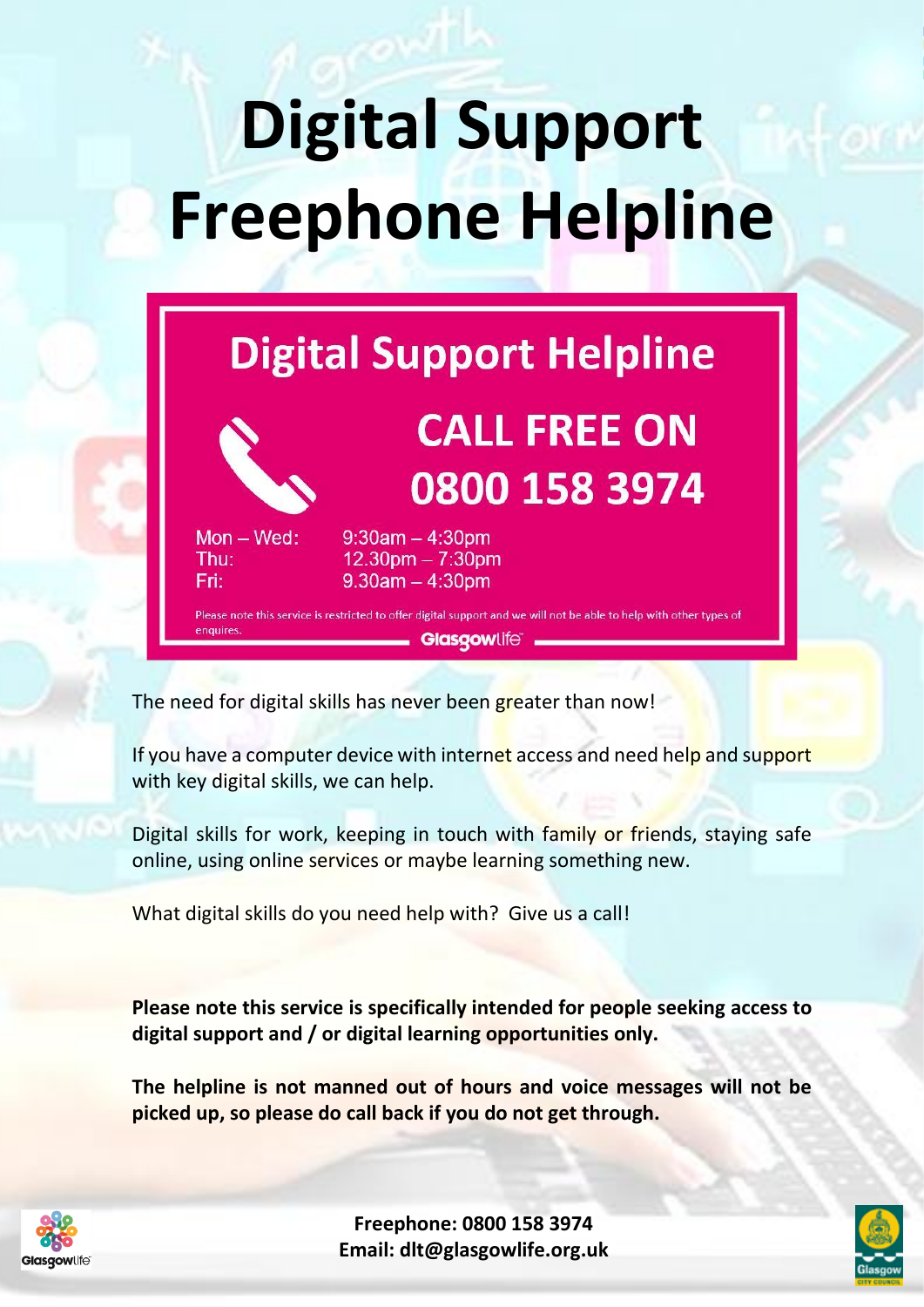# Digital Support Freephone Helpline

## Digital Support Helpline

**CALL FREE ON 0800 158 3974**

| | |
|---|---|
| Mon – Wed: | 9:30am – 4:30pm |
| Thu: | 12.30pm – 7:30pm |
| Fri: | 9.30am – 4:30pm |

Please note this service is restricted to offer digital support and we will not be able to help with other types of enquires.

Glasgowlife

The need for digital skills has never been greater than now!

If you have a computer device with internet access and need help and support with key digital skills, we can help.

Digital skills for work, keeping in touch with family or friends, staying safe online, using online services or maybe learning something new.

What digital skills do you need help with? Give us a call!

**Please note this service is specifically intended for people seeking access to digital support and / or digital learning opportunities only.**

**The helpline is not manned out of hours and voice messages will not be picked up, so please do call back if you do not get through.**

**Freephone: 0800 158 3974**
**Email: dlt@glasgowlife.org.uk**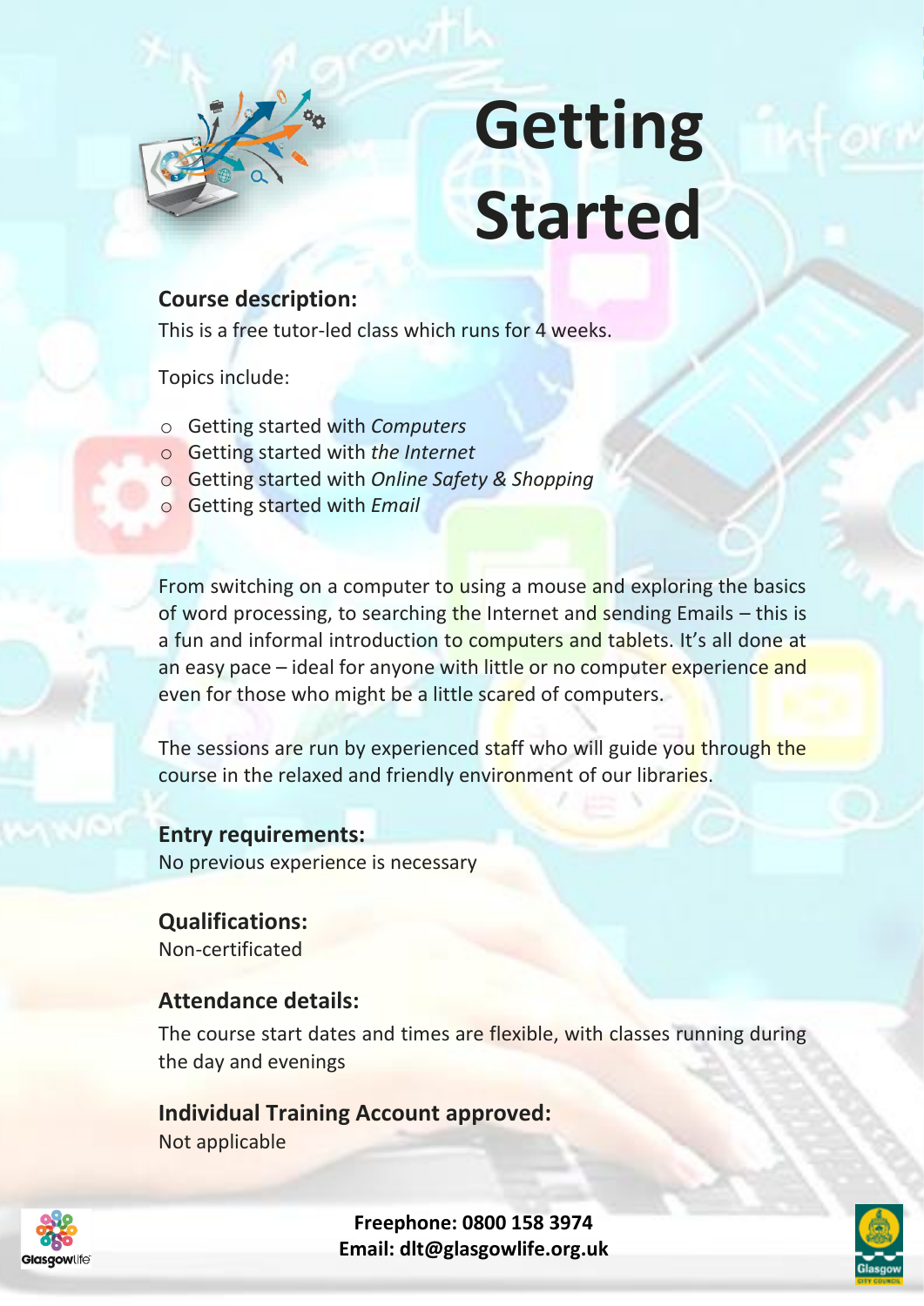# Getting Started

## Course description:

This is a free tutor-led class which runs for 4 weeks.

Topics include:

- Getting started with *Computers*
- Getting started with *the Internet*
- Getting started with *Online Safety & Shopping*
- Getting started with *Email*

From switching on a computer to using a mouse and exploring the basics of word processing, to searching the Internet and sending Emails – this is a fun and informal introduction to computers and tablets. It's all done at an easy pace – ideal for anyone with little or no computer experience and even for those who might be a little scared of computers.

The sessions are run by experienced staff who will guide you through the course in the relaxed and friendly environment of our libraries.

## Entry requirements:

No previous experience is necessary

## Qualifications:

Non-certificated

## Attendance details:

The course start dates and times are flexible, with classes running during the day and evenings

## Individual Training Account approved:

Not applicable

**Freephone: 0800 158 3974**
**Email: dlt@glasgowlife.org.uk**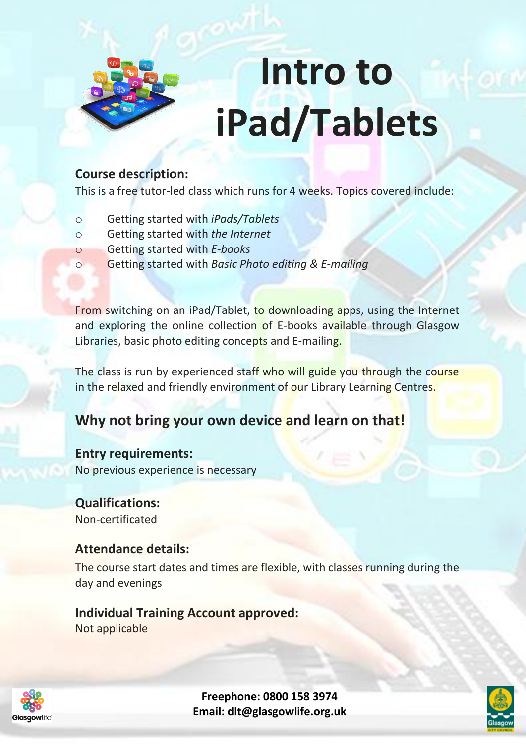# Intro to iPad/Tablets

### Course description:

This is a free tutor-led class which runs for 4 weeks. Topics covered include:

- Getting started with *iPads/Tablets*
- Getting started with *the Internet*
- Getting started with *E-books*
- Getting started with *Basic Photo editing & E-mailing*

From switching on an iPad/Tablet, to downloading apps, using the Internet and exploring the online collection of E-books available through Glasgow Libraries, basic photo editing concepts and E-mailing.

The class is run by experienced staff who will guide you through the course in the relaxed and friendly environment of our Library Learning Centres.

## Why not bring your own device and learn on that!

### Entry requirements:

No previous experience is necessary

### Qualifications:

Non-certificated

### Attendance details:

The course start dates and times are flexible, with classes running during the day and evenings

### Individual Training Account approved:

Not applicable

**Freephone: 0800 158 3974**
**Email: dlt@glasgowlife.org.uk**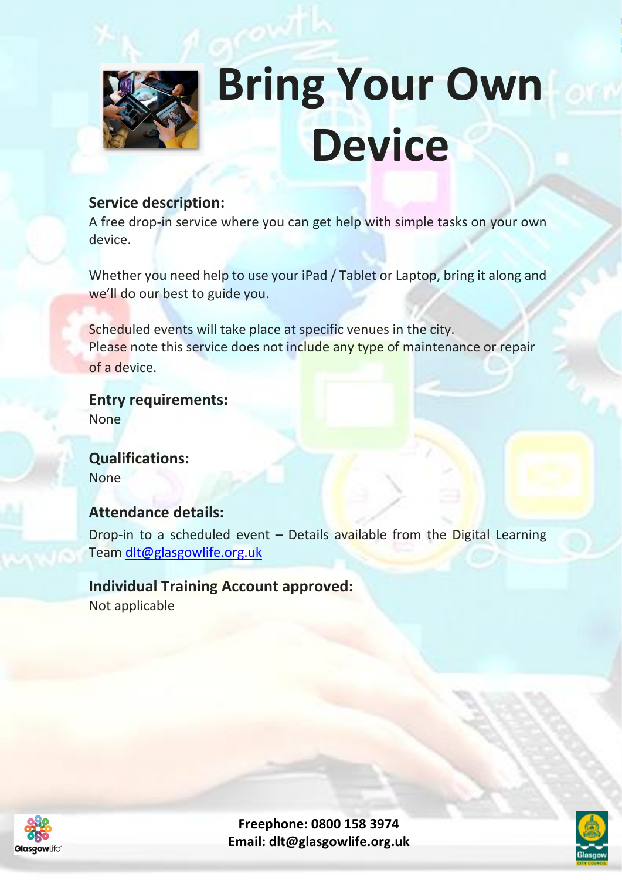# Bring Your Own Device

### Service description:

A free drop-in service where you can get help with simple tasks on your own device.

Whether you need help to use your iPad / Tablet or Laptop, bring it along and we'll do our best to guide you.

Scheduled events will take place at specific venues in the city.
Please note this service does not include any type of maintenance or repair of a device.

### Entry requirements:

None

### Qualifications:

None

### Attendance details:

Drop-in to a scheduled event – Details available from the Digital Learning Team dlt@glasgowlife.org.uk

### Individual Training Account approved:

Not applicable

**Freephone: 0800 158 3974**
**Email: dlt@glasgowlife.org.uk**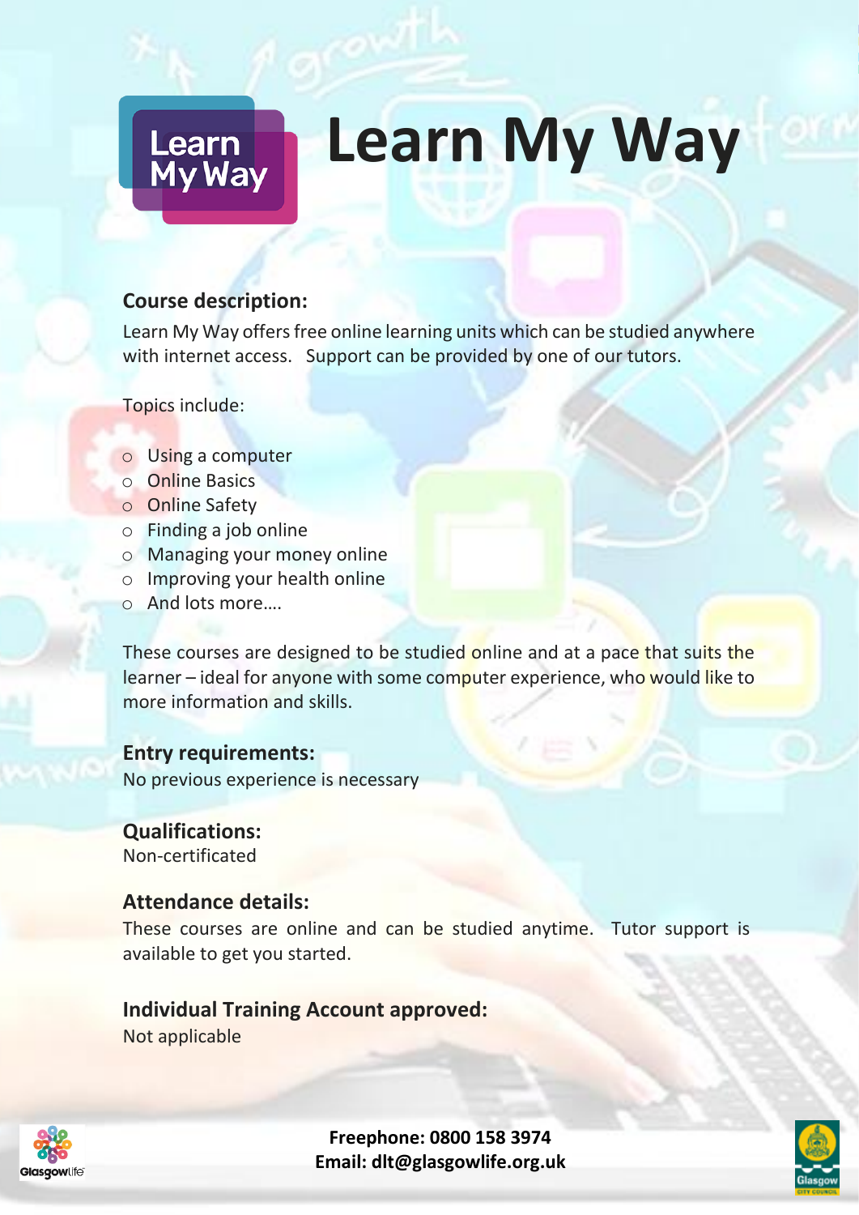# Learn My Way

### Course description:

Learn My Way offers free online learning units which can be studied anywhere with internet access. Support can be provided by one of our tutors.

Topics include:

- Using a computer
- Online Basics
- Online Safety
- Finding a job online
- Managing your money online
- Improving your health online
- And lots more….

These courses are designed to be studied online and at a pace that suits the learner – ideal for anyone with some computer experience, who would like to more information and skills.

### Entry requirements:

No previous experience is necessary

### Qualifications:

Non-certificated

### Attendance details:

These courses are online and can be studied anytime. Tutor support is available to get you started.

### Individual Training Account approved:

Not applicable

**Freephone: 0800 158 3974**
**Email: dlt@glasgowlife.org.uk**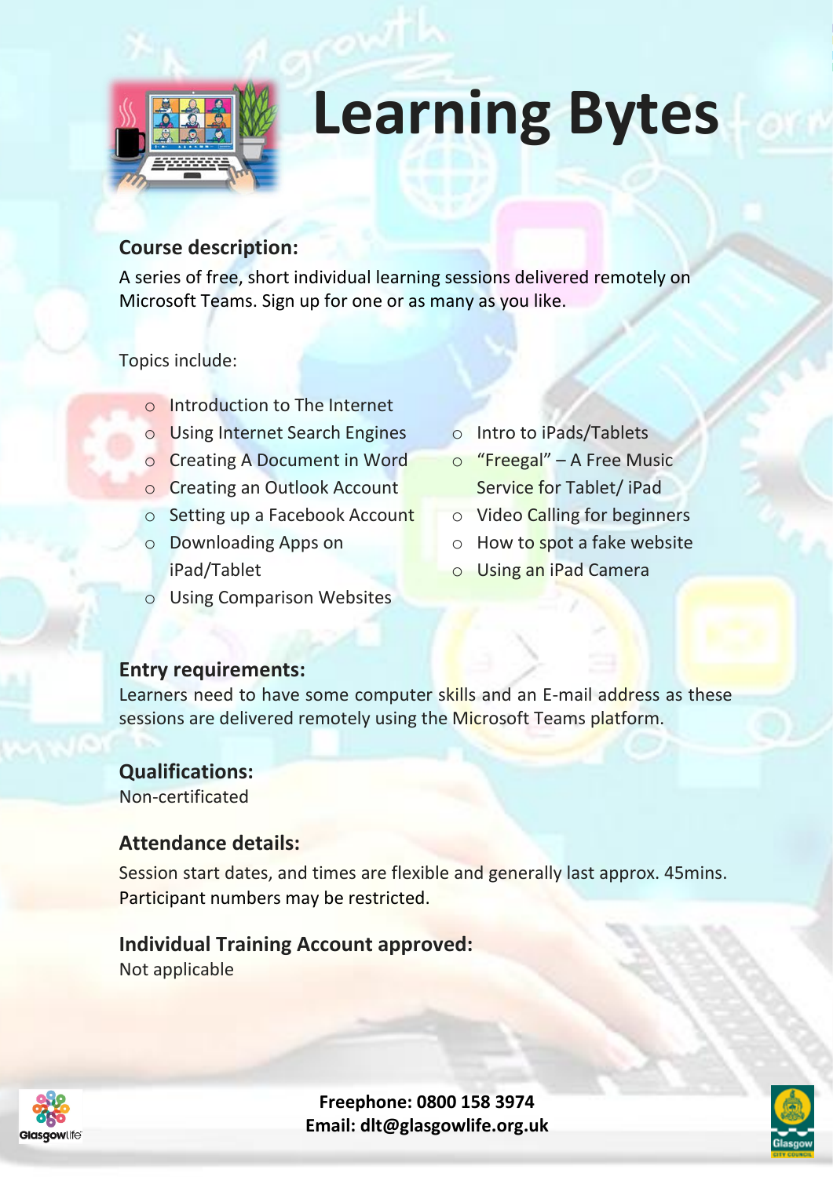# Learning Bytes

**Course description:**

A series of free, short individual learning sessions delivered remotely on Microsoft Teams. Sign up for one or as many as you like.

Topics include:

- Introduction to The Internet
- Using Internet Search Engines
- Creating A Document in Word
- Creating an Outlook Account
- Setting up a Facebook Account
- Downloading Apps on iPad/Tablet
- Using Comparison Websites
- Intro to iPads/Tablets
- "Freegal" – A Free Music Service for Tablet/ iPad
- Video Calling for beginners
- How to spot a fake website
- Using an iPad Camera

**Entry requirements:**

Learners need to have some computer skills and an E-mail address as these sessions are delivered remotely using the Microsoft Teams platform.

**Qualifications:**

Non-certificated

**Attendance details:**

Session start dates, and times are flexible and generally last approx. 45mins. Participant numbers may be restricted.

**Individual Training Account approved:**

Not applicable

**Freephone: 0800 158 3974**
**Email: dlt@glasgowlife.org.uk**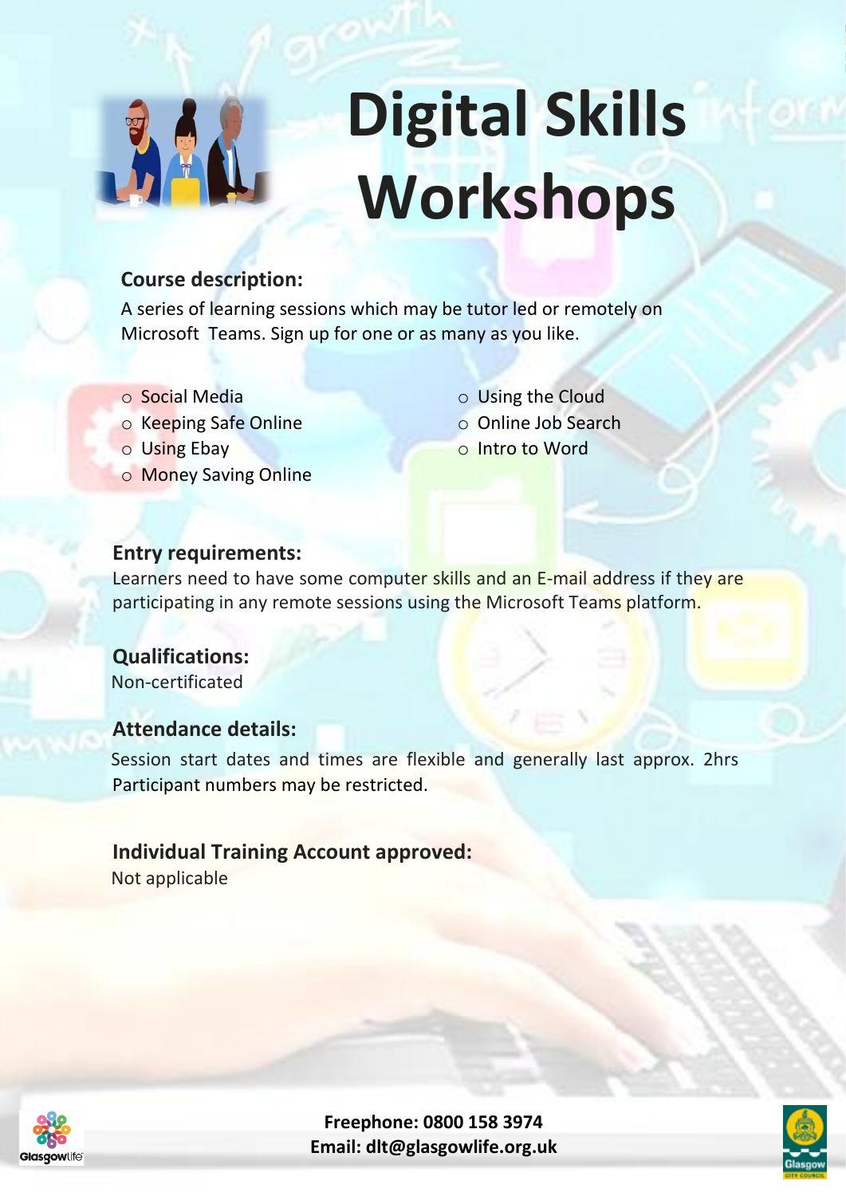# Digital Skills Workshops

**Course description:**

A series of learning sessions which may be tutor led or remotely on Microsoft Teams. Sign up for one or as many as you like.

- Social Media
- Keeping Safe Online
- Using Ebay
- Money Saving Online
- Using the Cloud
- Online Job Search
- Intro to Word

**Entry requirements:**

Learners need to have some computer skills and an E-mail address if they are participating in any remote sessions using the Microsoft Teams platform.

**Qualifications:**

Non-certificated

**Attendance details:**

Session start dates and times are flexible and generally last approx. 2hrs Participant numbers may be restricted.

**Individual Training Account approved:**

Not applicable

**Freephone: 0800 158 3974**
**Email: dlt@glasgowlife.org.uk**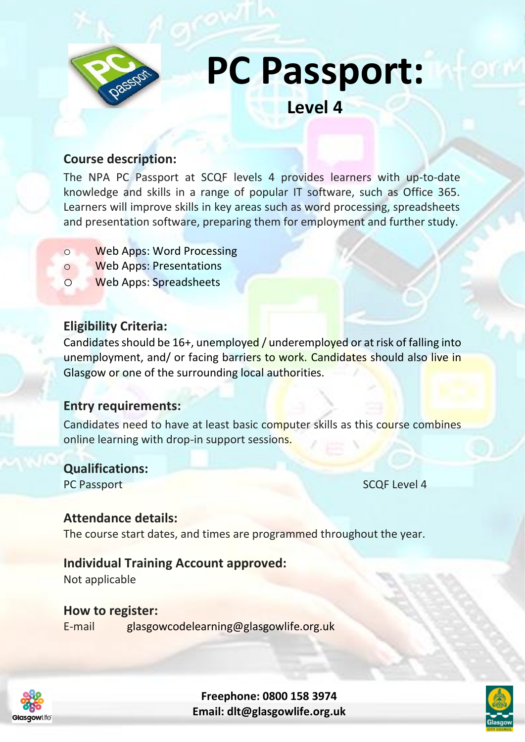# PC Passport:

## Level 4

### Course description:

The NPA PC Passport at SCQF levels 4 provides learners with up-to-date knowledge and skills in a range of popular IT software, such as Office 365. Learners will improve skills in key areas such as word processing, spreadsheets and presentation software, preparing them for employment and further study.

- Web Apps: Word Processing
- Web Apps: Presentations
- Web Apps: Spreadsheets

### Eligibility Criteria:

Candidates should be 16+, unemployed / underemployed or at risk of falling into unemployment, and/ or facing barriers to work. Candidates should also live in Glasgow or one of the surrounding local authorities.

### Entry requirements:

Candidates need to have at least basic computer skills as this course combines online learning with drop-in support sessions.

### Qualifications:

PC Passport SCQF Level 4

### Attendance details:

The course start dates, and times are programmed throughout the year.

### Individual Training Account approved:

Not applicable

### How to register:

E-mail glasgowcodelearning@glasgowlife.org.uk

**Freephone: 0800 158 3974**
**Email: dlt@glasgowlife.org.uk**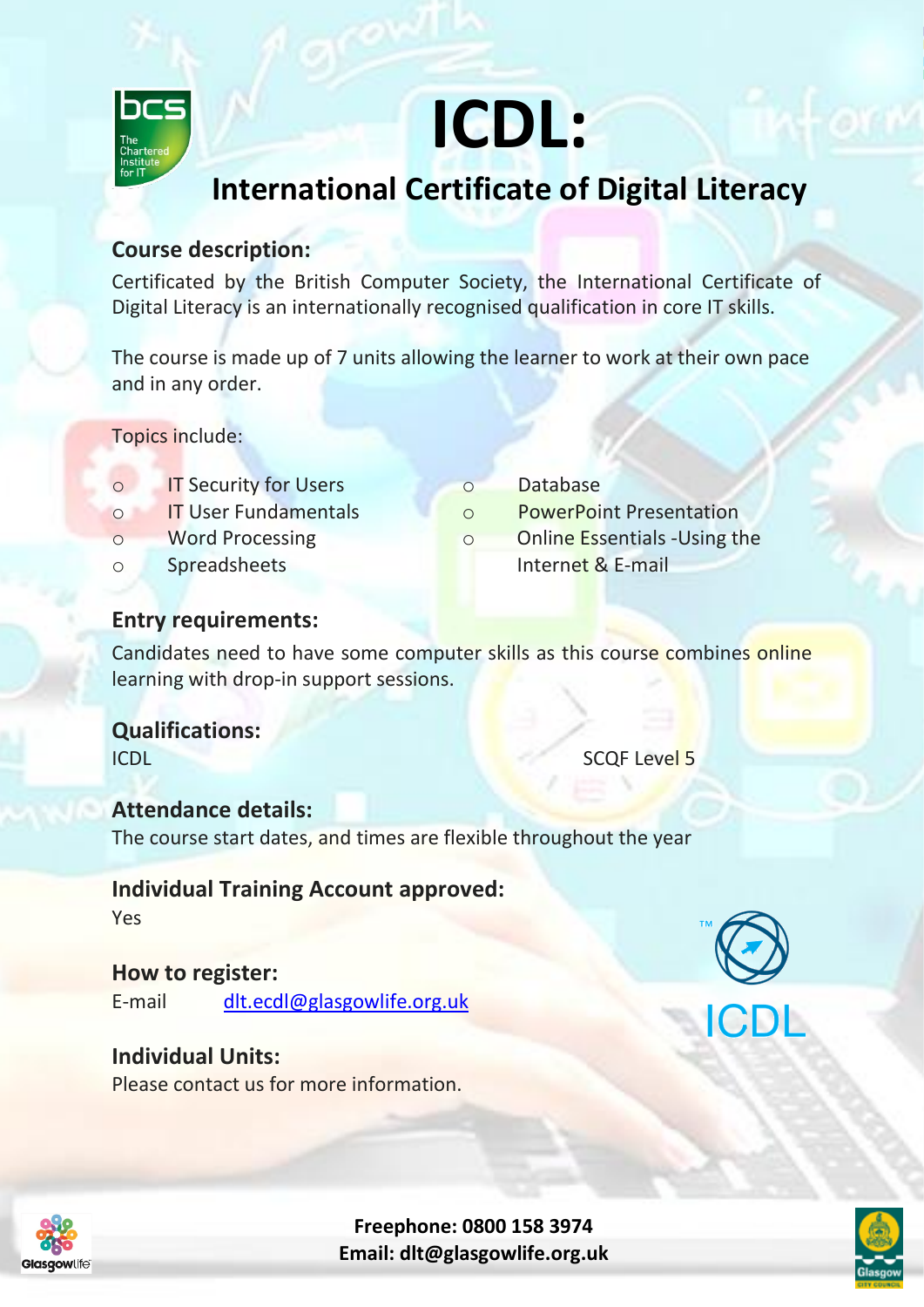# ICDL:

## International Certificate of Digital Literacy

### Course description:

Certificated by the British Computer Society, the International Certificate of Digital Literacy is an internationally recognised qualification in core IT skills.

The course is made up of 7 units allowing the learner to work at their own pace and in any order.

Topics include:

- IT Security for Users
- IT User Fundamentals
- Word Processing
- Spreadsheets
- Database
- PowerPoint Presentation
- Online Essentials -Using the Internet & E-mail

### Entry requirements:

Candidates need to have some computer skills as this course combines online learning with drop-in support sessions.

### Qualifications:

ICDL SCQF Level 5

### Attendance details:

The course start dates, and times are flexible throughout the year

### Individual Training Account approved:

Yes

### How to register:

E-mail [dlt.ecdl@glasgowlife.org.uk](mailto:dlt.ecdl@glasgowlife.org.uk)

### Individual Units:

Please contact us for more information.

**Freephone: 0800 158 3974**
**Email: dlt@glasgowlife.org.uk**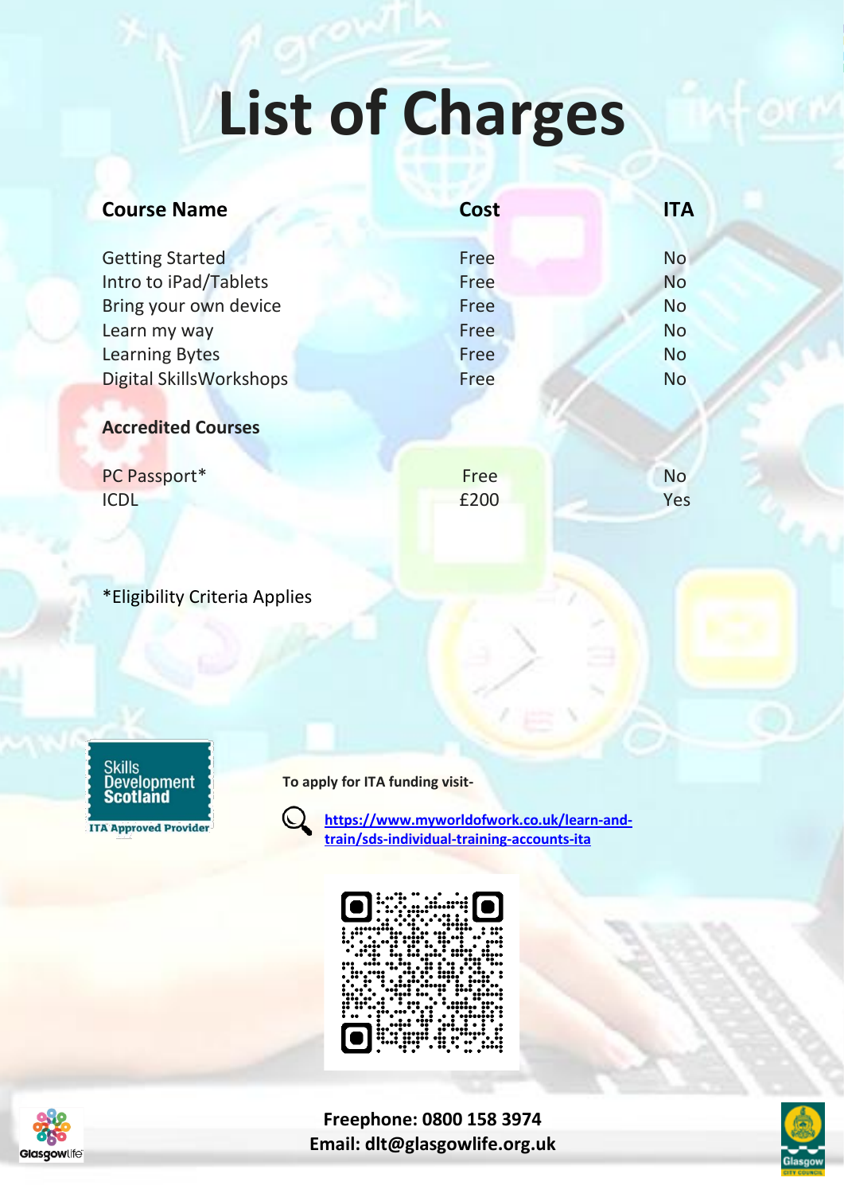# List of Charges

| Course Name | Cost | ITA |
|---|---|---|
| Getting Started | Free | No |
| Intro to iPad/Tablets | Free | No |
| Bring your own device | Free | No |
| Learn my way | Free | No |
| Learning Bytes | Free | No |
| Digital SkillsWorkshops | Free | No |
| **Accredited Courses** | | |
| PC Passport* | Free | No |
| ICDL | £200 | Yes |

*Eligibility Criteria Applies

Skills Development Scotland

ITA Approved Provider

**To apply for ITA funding visit-**

https://www.myworldofwork.co.uk/learn-and-train/sds-individual-training-accounts-ita

**Freephone: 0800 158 3974**

**Email: dlt@glasgowlife.org.uk**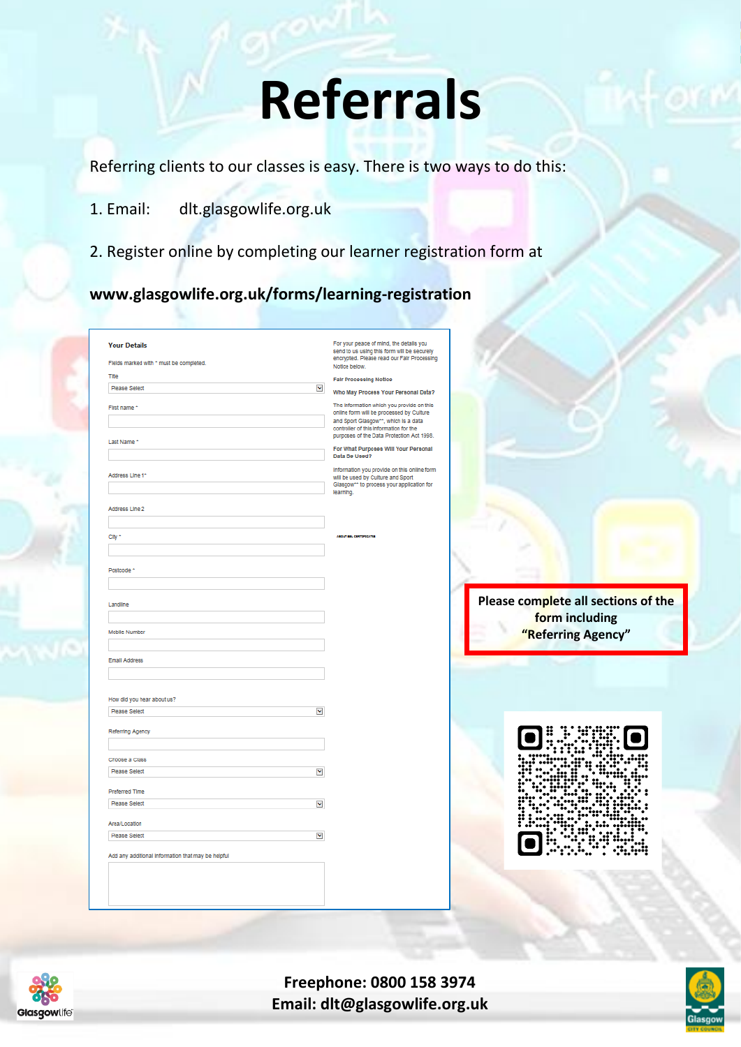# Referrals

Referring clients to our classes is easy. There is two ways to do this:

1. Email: dlt.glasgowlife.org.uk

2. Register online by completing our learner registration form at

**www.glasgowlife.org.uk/forms/learning-registration**

**Your Details**

Fields marked with * must be completed.

Title

Please Select

First name *

Last Name *

Address Line 1*

Address Line 2

City *

Postcode *

Landline

Mobile Number

Email Address

How did you hear about us?

Please Select

Referring Agency

Choose a Class

Please Select

Preferred Time

Please Select

Area/Location

Please Select

Add any additional information that may be helpful

For your peace of mind, the details you send to us using this form will be securely encrypted. Please read our Fair Processing Notice below.

**Fair Processing Notice**

**Who May Process Your Personal Data?**

The information which you provide on this online form will be processed by Culture and Sport Glasgow**, which is a data controller of this information for the purposes of the Data Protection Act 1998.

**For What Purposes Will Your Personal Data Be Used?**

Information you provide on this online form will be used by Culture and Sport Glasgow** to process your application for learning.

**Please complete all sections of the form including "Referring Agency"**

**Freephone: 0800 158 3974**
**Email: dlt@glasgowlife.org.uk**